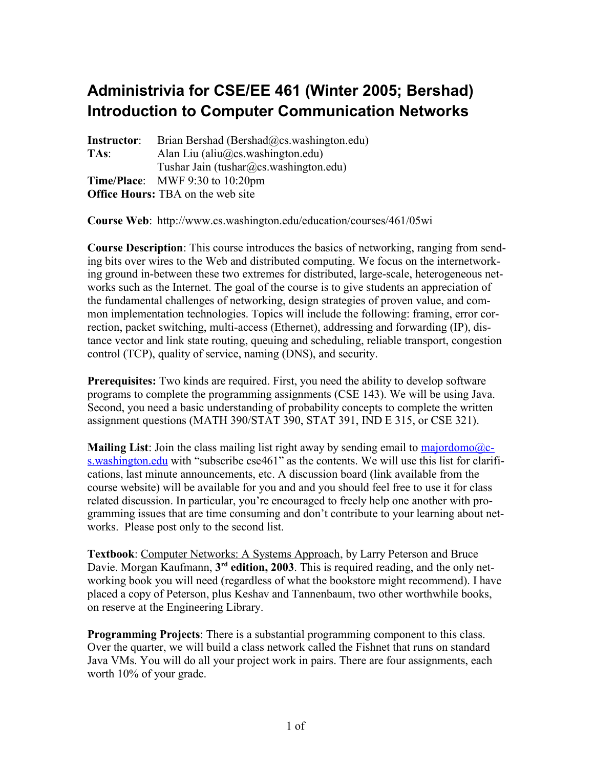# Administrivia for CSE/EE 461 (Winter 2005; Bershad) Introduction to Computer Communication Networks

**Instructor**: Brian Bershad (Bershad@cs.washington.edu)
**TAs**: Alan Liu (aliu@cs.washington.edu)
Tushar Jain (tushar@cs.washington.edu)
**Time/Place**: MWF 9:30 to 10:20pm
**Office Hours:** TBA on the web site

**Course Web**: http://www.cs.washington.edu/education/courses/461/05wi

**Course Description**: This course introduces the basics of networking, ranging from sending bits over wires to the Web and distributed computing. We focus on the internetworking ground in-between these two extremes for distributed, large-scale, heterogeneous networks such as the Internet. The goal of the course is to give students an appreciation of the fundamental challenges of networking, design strategies of proven value, and common implementation technologies. Topics will include the following: framing, error correction, packet switching, multi-access (Ethernet), addressing and forwarding (IP), distance vector and link state routing, queuing and scheduling, reliable transport, congestion control (TCP), quality of service, naming (DNS), and security.

**Prerequisites:** Two kinds are required. First, you need the ability to develop software programs to complete the programming assignments (CSE 143). We will be using Java. Second, you need a basic understanding of probability concepts to complete the written assignment questions (MATH 390/STAT 390, STAT 391, IND E 315, or CSE 321).

**Mailing List**: Join the class mailing list right away by sending email to majordomo@cs.washington.edu with "subscribe cse461" as the contents. We will use this list for clarifications, last minute announcements, etc. A discussion board (link available from the course website) will be available for you and and you should feel free to use it for class related discussion. In particular, you're encouraged to freely help one another with programming issues that are time consuming and don't contribute to your learning about networks. Please post only to the second list.

**Textbook**: Computer Networks: A Systems Approach, by Larry Peterson and Bruce Davie. Morgan Kaufmann, **3rd edition, 2003**. This is required reading, and the only networking book you will need (regardless of what the bookstore might recommend). I have placed a copy of Peterson, plus Keshav and Tannenbaum, two other worthwhile books, on reserve at the Engineering Library.

**Programming Projects**: There is a substantial programming component to this class. Over the quarter, we will build a class network called the Fishnet that runs on standard Java VMs. You will do all your project work in pairs. There are four assignments, each worth 10% of your grade.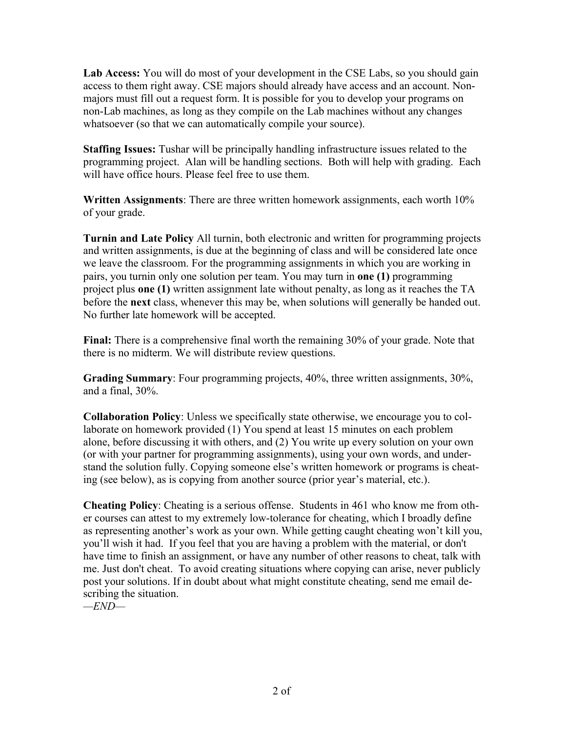**Lab Access:** You will do most of your development in the CSE Labs, so you should gain access to them right away. CSE majors should already have access and an account. Non-majors must fill out a request form. It is possible for you to develop your programs on non-Lab machines, as long as they compile on the Lab machines without any changes whatsoever (so that we can automatically compile your source).

**Staffing Issues:** Tushar will be principally handling infrastructure issues related to the programming project. Alan will be handling sections. Both will help with grading. Each will have office hours. Please feel free to use them.

**Written Assignments**: There are three written homework assignments, each worth 10% of your grade.

**Turnin and Late Policy** All turnin, both electronic and written for programming projects and written assignments, is due at the beginning of class and will be considered late once we leave the classroom. For the programming assignments in which you are working in pairs, you turnin only one solution per team. You may turn in **one (1)** programming project plus **one (1)** written assignment late without penalty, as long as it reaches the TA before the **next** class, whenever this may be, when solutions will generally be handed out. No further late homework will be accepted.

**Final:** There is a comprehensive final worth the remaining 30% of your grade. Note that there is no midterm. We will distribute review questions.

**Grading Summary**: Four programming projects, 40%, three written assignments, 30%, and a final, 30%.

**Collaboration Policy**: Unless we specifically state otherwise, we encourage you to collaborate on homework provided (1) You spend at least 15 minutes on each problem alone, before discussing it with others, and (2) You write up every solution on your own (or with your partner for programming assignments), using your own words, and understand the solution fully. Copying someone else's written homework or programs is cheating (see below), as is copying from another source (prior year's material, etc.).

**Cheating Policy**: Cheating is a serious offense. Students in 461 who know me from other courses can attest to my extremely low-tolerance for cheating, which I broadly define as representing another's work as your own. While getting caught cheating won't kill you, you'll wish it had. If you feel that you are having a problem with the material, or don't have time to finish an assignment, or have any number of other reasons to cheat, talk with me. Just don't cheat. To avoid creating situations where copying can arise, never publicly post your solutions. If in doubt about what might constitute cheating, send me email describing the situation.

—*END*—